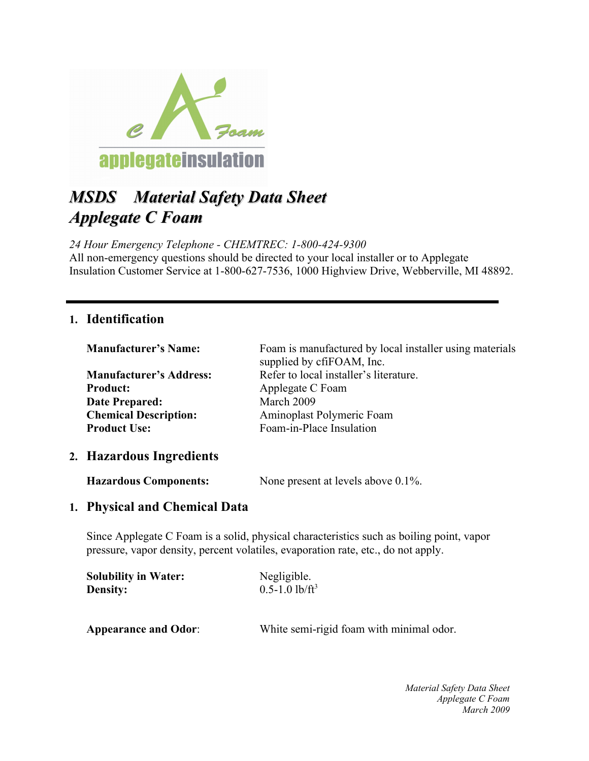# MSDS Material Safety Data Sheet
# Applegate C Foam

*24 Hour Emergency Telephone - CHEMTREC: 1-800-424-9300*
All non-emergency questions should be directed to your local installer or to Applegate Insulation Customer Service at 1-800-627-7536, 1000 Highview Drive, Webberville, MI 48892.

---

## 1. Identification

| | |
|---|---|
| **Manufacturer's Name:** | Foam is manufactured by local installer using materials supplied by cfiFOAM, Inc. |
| **Manufacturer's Address:** | Refer to local installer's literature. |
| **Product:** | Applegate C Foam |
| **Date Prepared:** | March 2009 |
| **Chemical Description:** | Aminoplast Polymeric Foam |
| **Product Use:** | Foam-in-Place Insulation |

## 2. Hazardous Ingredients

| | |
|---|---|
| **Hazardous Components:** | None present at levels above 0.1%. |

## 1. Physical and Chemical Data

Since Applegate C Foam is a solid, physical characteristics such as boiling point, vapor pressure, vapor density, percent volatiles, evaporation rate, etc., do not apply.

| | |
|---|---|
| **Solubility in Water:** | Negligible. |
| **Density:** | 0.5-1.0 lb/ft$^3$ |
| **Appearance and Odor**: | White semi-rigid foam with minimal odor. |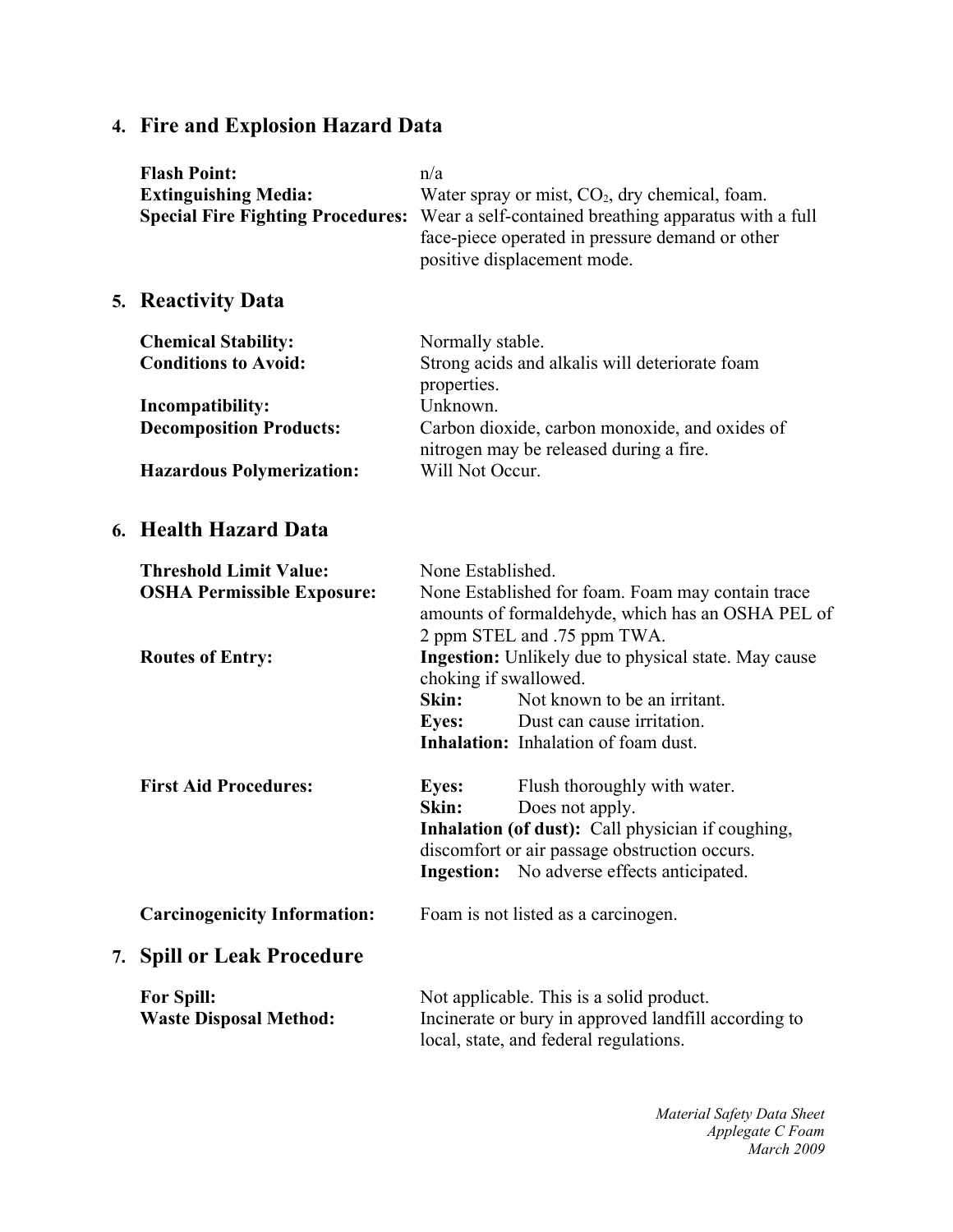## 4. Fire and Explosion Hazard Data

**Flash Point:** n/a

**Extinguishing Media:** Water spray or mist, $CO_2$, dry chemical, foam.

**Special Fire Fighting Procedures:** Wear a self-contained breathing apparatus with a full face-piece operated in pressure demand or other positive displacement mode.

## 5. Reactivity Data

**Chemical Stability:** Normally stable.

**Conditions to Avoid:** Strong acids and alkalis will deteriorate foam properties.

**Incompatibility:** Unknown.

**Decomposition Products:** Carbon dioxide, carbon monoxide, and oxides of nitrogen may be released during a fire.

**Hazardous Polymerization:** Will Not Occur.

## 6. Health Hazard Data

**Threshold Limit Value:** None Established.

**OSHA Permissible Exposure:** None Established for foam. Foam may contain trace amounts of formaldehyde, which has an OSHA PEL of 2 ppm STEL and .75 ppm TWA.

**Routes of Entry:**
- **Ingestion:** Unlikely due to physical state. May cause choking if swallowed.
- **Skin:** Not known to be an irritant.
- **Eyes:** Dust can cause irritation.
- **Inhalation:** Inhalation of foam dust.

**First Aid Procedures:**
- **Eyes:** Flush thoroughly with water.
- **Skin:** Does not apply.
- **Inhalation (of dust):** Call physician if coughing, discomfort or air passage obstruction occurs.
- **Ingestion:** No adverse effects anticipated.

**Carcinogenicity Information:** Foam is not listed as a carcinogen.

## 7. Spill or Leak Procedure

**For Spill:** Not applicable. This is a solid product.

**Waste Disposal Method:** Incinerate or bury in approved landfill according to local, state, and federal regulations.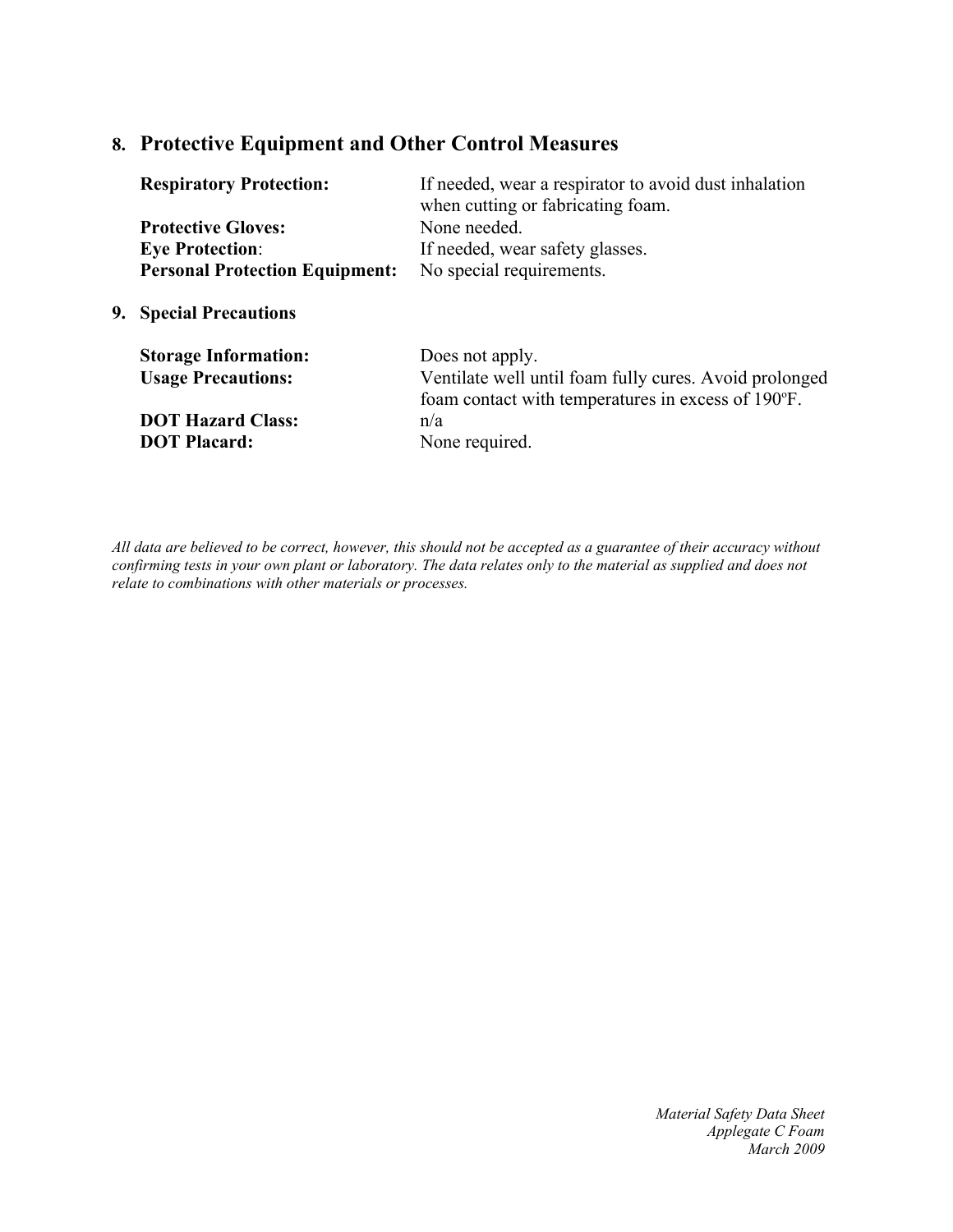## 8. Protective Equipment and Other Control Measures

| | |
|---|---|
| **Respiratory Protection:** | If needed, wear a respirator to avoid dust inhalation when cutting or fabricating foam. |
| **Protective Gloves:** | None needed. |
| **Eye Protection**: | If needed, wear safety glasses. |
| **Personal Protection Equipment:** | No special requirements. |

## 9. Special Precautions

| | |
|---|---|
| **Storage Information:** | Does not apply. |
| **Usage Precautions:** | Ventilate well until foam fully cures. Avoid prolonged foam contact with temperatures in excess of 190°F. |
| **DOT Hazard Class:** | n/a |
| **DOT Placard:** | None required. |

*All data are believed to be correct, however, this should not be accepted as a guarantee of their accuracy without confirming tests in your own plant or laboratory. The data relates only to the material as supplied and does not relate to combinations with other materials or processes.*